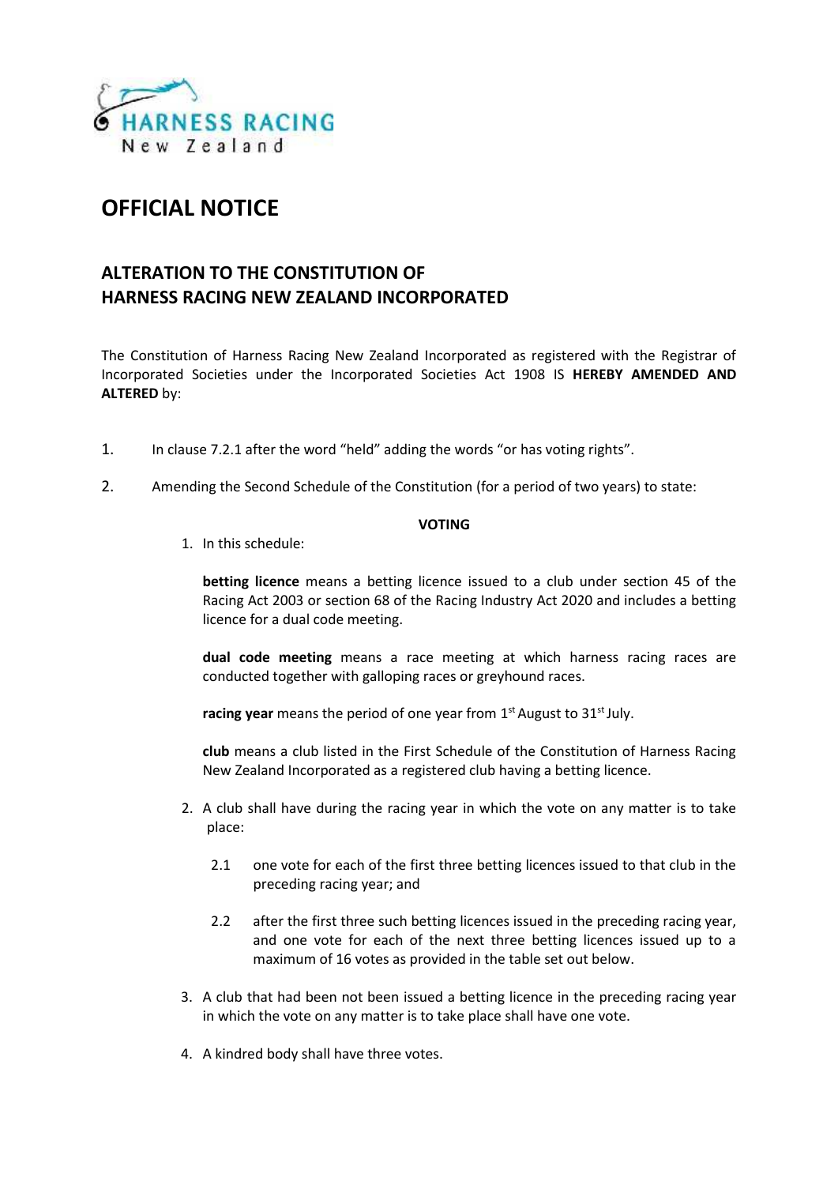# OFFICIAL NOTICE

## ALTERATION TO THE CONSTITUTION OF HARNESS RACING NEW ZEALAND INCORPORATED

The Constitution of Harness Racing New Zealand Incorporated as registered with the Registrar of Incorporated Societies under the Incorporated Societies Act 1908 IS **HEREBY AMENDED AND ALTERED** by:

1. In clause 7.2.1 after the word "held" adding the words "or has voting rights".

2. Amending the Second Schedule of the Constitution (for a period of two years) to state:

**VOTING**

1. In this schedule:

   **betting licence** means a betting licence issued to a club under section 45 of the Racing Act 2003 or section 68 of the Racing Industry Act 2020 and includes a betting licence for a dual code meeting.

   **dual code meeting** means a race meeting at which harness racing races are conducted together with galloping races or greyhound races.

   **racing year** means the period of one year from 1st August to 31st July.

   **club** means a club listed in the First Schedule of the Constitution of Harness Racing New Zealand Incorporated as a registered club having a betting licence.

2. A club shall have during the racing year in which the vote on any matter is to take place:

   2.1 one vote for each of the first three betting licences issued to that club in the preceding racing year; and

   2.2 after the first three such betting licences issued in the preceding racing year, and one vote for each of the next three betting licences issued up to a maximum of 16 votes as provided in the table set out below.

3. A club that had been not been issued a betting licence in the preceding racing year in which the vote on any matter is to take place shall have one vote.

4. A kindred body shall have three votes.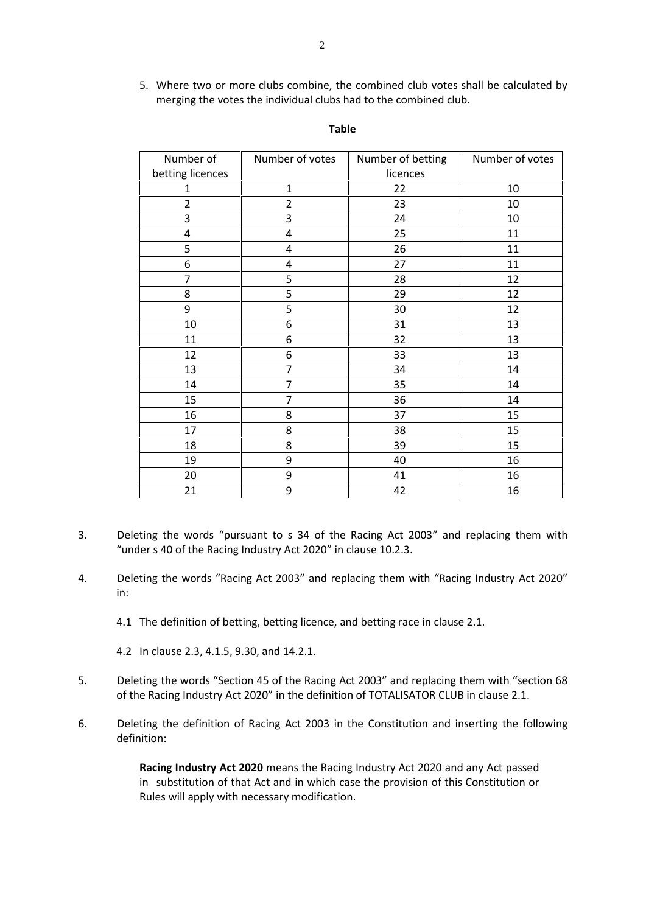5. Where two or more clubs combine, the combined club votes shall be calculated by merging the votes the individual clubs had to the combined club.

**Table**

| Number of betting licences | Number of votes | Number of betting licences | Number of votes |
|---|---|---|---|
| 1 | 1 | 22 | 10 |
| 2 | 2 | 23 | 10 |
| 3 | 3 | 24 | 10 |
| 4 | 4 | 25 | 11 |
| 5 | 4 | 26 | 11 |
| 6 | 4 | 27 | 11 |
| 7 | 5 | 28 | 12 |
| 8 | 5 | 29 | 12 |
| 9 | 5 | 30 | 12 |
| 10 | 6 | 31 | 13 |
| 11 | 6 | 32 | 13 |
| 12 | 6 | 33 | 13 |
| 13 | 7 | 34 | 14 |
| 14 | 7 | 35 | 14 |
| 15 | 7 | 36 | 14 |
| 16 | 8 | 37 | 15 |
| 17 | 8 | 38 | 15 |
| 18 | 8 | 39 | 15 |
| 19 | 9 | 40 | 16 |
| 20 | 9 | 41 | 16 |
| 21 | 9 | 42 | 16 |

3. Deleting the words "pursuant to s 34 of the Racing Act 2003" and replacing them with "under s 40 of the Racing Industry Act 2020" in clause 10.2.3.

4. Deleting the words "Racing Act 2003" and replacing them with "Racing Industry Act 2020" in:

   4.1 The definition of betting, betting licence, and betting race in clause 2.1.

   4.2 In clause 2.3, 4.1.5, 9.30, and 14.2.1.

5. Deleting the words "Section 45 of the Racing Act 2003" and replacing them with "section 68 of the Racing Industry Act 2020" in the definition of TOTALISATOR CLUB in clause 2.1.

6. Deleting the definition of Racing Act 2003 in the Constitution and inserting the following definition:

   **Racing Industry Act 2020** means the Racing Industry Act 2020 and any Act passed in substitution of that Act and in which case the provision of this Constitution or Rules will apply with necessary modification.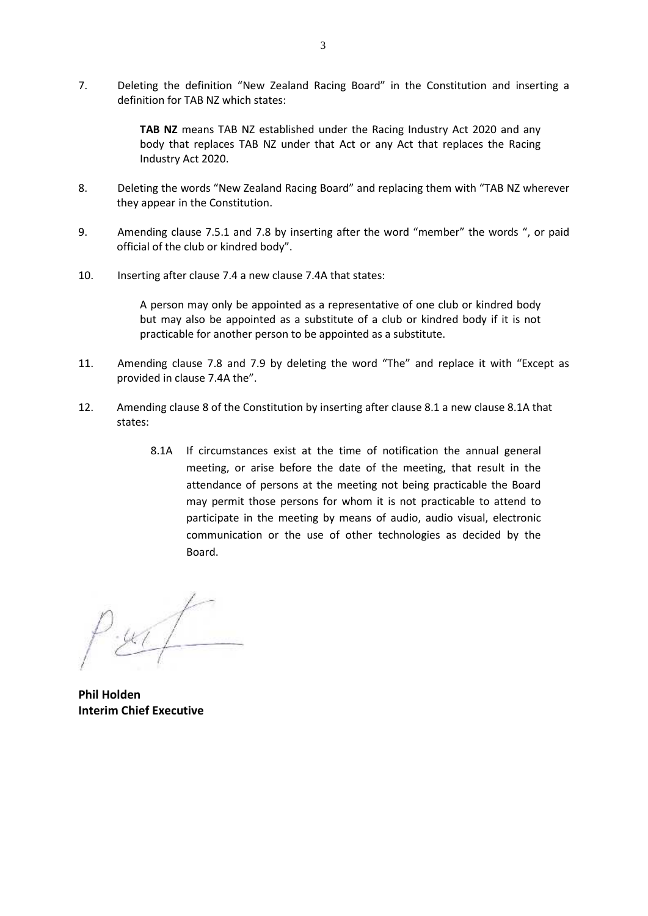7. Deleting the definition "New Zealand Racing Board" in the Constitution and inserting a definition for TAB NZ which states:

   **TAB NZ** means TAB NZ established under the Racing Industry Act 2020 and any body that replaces TAB NZ under that Act or any Act that replaces the Racing Industry Act 2020.

8. Deleting the words "New Zealand Racing Board" and replacing them with "TAB NZ wherever they appear in the Constitution.

9. Amending clause 7.5.1 and 7.8 by inserting after the word "member" the words ", or paid official of the club or kindred body".

10. Inserting after clause 7.4 a new clause 7.4A that states:

    A person may only be appointed as a representative of one club or kindred body but may also be appointed as a substitute of a club or kindred body if it is not practicable for another person to be appointed as a substitute.

11. Amending clause 7.8 and 7.9 by deleting the word "The" and replace it with "Except as provided in clause 7.4A the".

12. Amending clause 8 of the Constitution by inserting after clause 8.1 a new clause 8.1A that states:

    8.1A If circumstances exist at the time of notification the annual general meeting, or arise before the date of the meeting, that result in the attendance of persons at the meeting not being practicable the Board may permit those persons for whom it is not practicable to attend to participate in the meeting by means of audio, audio visual, electronic communication or the use of other technologies as decided by the Board.

**Phil Holden**
**Interim Chief Executive**